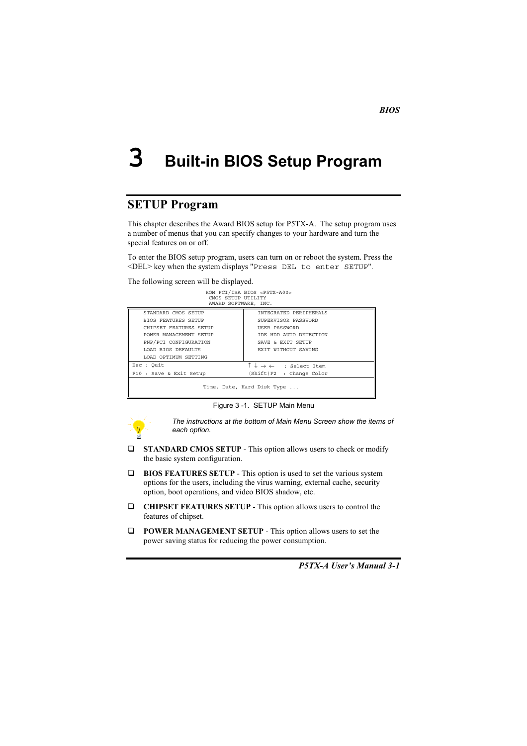# 3 Built-in BIOS Setup Program

## SETUP Program

This chapter describes the Award BIOS setup for P5TX-A. The setup program uses a number of menus that you can specify changes to your hardware and turn the special features on or off.

To enter the BIOS setup program, users can turn on or reboot the system. Press the <DEL> key when the system displays "`Press DEL to enter SETUP`".

The following screen will be displayed.

```
                ROM PCI/ISA BIOS <P5TX-A00>
                    CMOS SETUP UTILITY
                   AWARD SOFTWARE, INC.

    STANDARD CMOS SETUP            INTEGRATED PERIPHERALS
    BIOS FEATURES SETUP            SUPERVISOR PASSWORD
    CHIPSET FEATURES SETUP         USER PASSWORD
    POWER MANAGEMENT SETUP         IDE HDD AUTO DETECTION
    PNP/PCI CONFIGURATION          SAVE & EXIT SETUP
    LOAD BIOS DEFAULTS             EXIT WITHOUT SAVING
    LOAD OPTIMUM SETTING

 Esc : Quit                      ↑ ↓ → ←    : Select Item
 F10 : Save & Exit Setup         (Shift)F2  : Change Color

                  Time, Date, Hard Disk Type ...
```

Figure 3 -1. SETUP Main Menu

*The instructions at the bottom of Main Menu Screen show the items of each option.*

- **STANDARD CMOS SETUP** - This option allows users to check or modify the basic system configuration.
- **BIOS FEATURES SETUP** - This option is used to set the various system options for the users, including the virus warning, external cache, security option, boot operations, and video BIOS shadow, etc.
- **CHIPSET FEATURES SETUP** - This option allows users to control the features of chipset.
- **POWER MANAGEMENT SETUP** - This option allows users to set the power saving status for reducing the power consumption.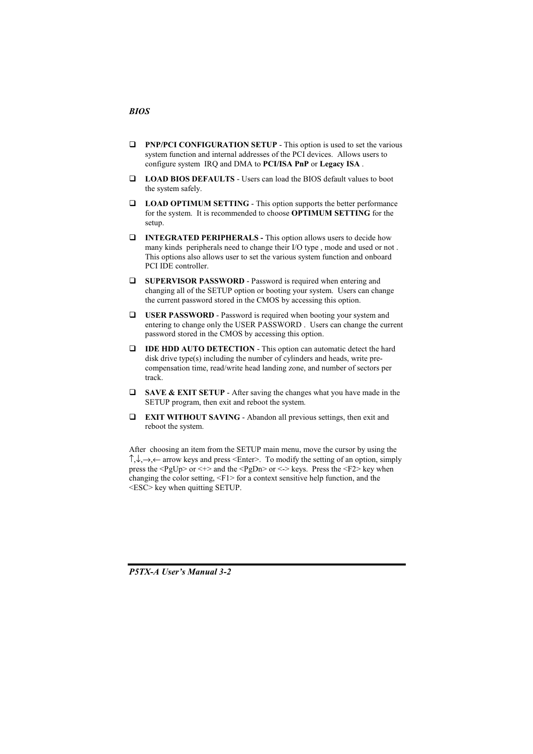- **PNP/PCI CONFIGURATION SETUP** - This option is used to set the various system function and internal addresses of the PCI devices. Allows users to configure system IRQ and DMA to **PCI/ISA PnP** or **Legacy ISA** .

- **LOAD BIOS DEFAULTS** - Users can load the BIOS default values to boot the system safely.

- **LOAD OPTIMUM SETTING** - This option supports the better performance for the system. It is recommended to choose **OPTIMUM SETTING** for the setup.

- **INTEGRATED PERIPHERALS -** This option allows users to decide how many kinds peripherals need to change their I/O type , mode and used or not . This options also allows user to set the various system function and onboard PCI IDE controller.

- **SUPERVISOR PASSWORD** - Password is required when entering and changing all of the SETUP option or booting your system. Users can change the current password stored in the CMOS by accessing this option.

- **USER PASSWORD** - Password is required when booting your system and entering to change only the USER PASSWORD . Users can change the current password stored in the CMOS by accessing this option.

- **IDE HDD AUTO DETECTION** - This option can automatic detect the hard disk drive type(s) including the number of cylinders and heads, write pre-compensation time, read/write head landing zone, and number of sectors per track.

- **SAVE & EXIT SETUP** - After saving the changes what you have made in the SETUP program, then exit and reboot the system.

- **EXIT WITHOUT SAVING** - Abandon all previous settings, then exit and reboot the system.

After choosing an item from the SETUP main menu, move the cursor by using the ↑,↓,→,← arrow keys and press <Enter>. To modify the setting of an option, simply press the <PgUp> or <+> and the <PgDn> or <-> keys. Press the <F2> key when changing the color setting, <F1> for a context sensitive help function, and the <ESC> key when quitting SETUP.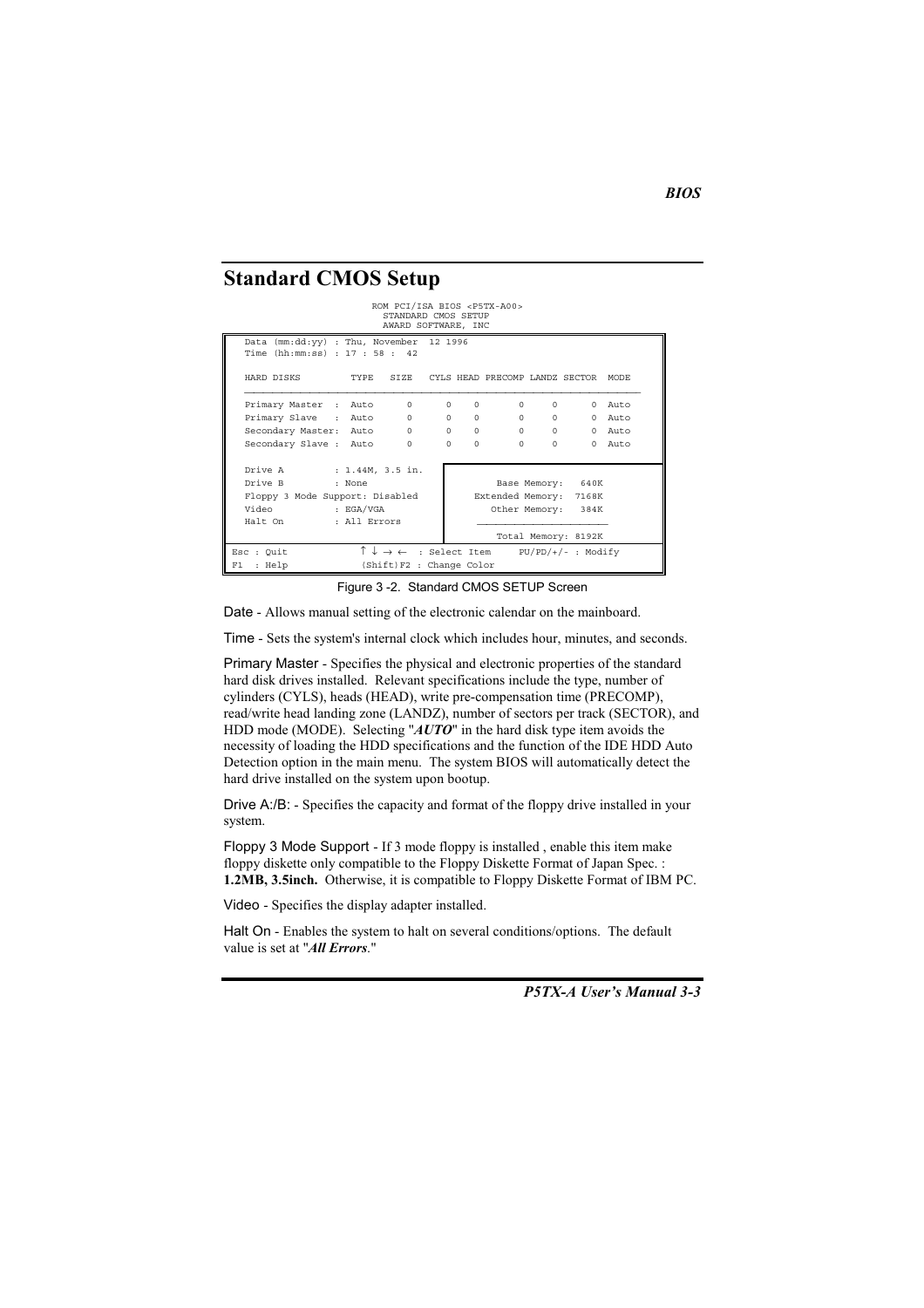## Standard CMOS Setup

```
                    ROM PCI/ISA BIOS <P5TX-A00>
                       STANDARD CMOS SETUP
                       AWARD SOFTWARE, INC

  Data (mm:dd:yy) : Thu, November  12 1996
  Time (hh:mm:ss) : 17 : 58 :  42

  HARD DISKS         TYPE   SIZE   CYLS HEAD PRECOMP LANDZ SECTOR  MODE
  ____________________________________________________________________

  Primary Master  :  Auto      0      0    0       0     0      0  Auto
  Primary Slave   :  Auto      0      0    0       0     0      0  Auto
  Secondary Master:  Auto      0      0    0       0     0      0  Auto
  Secondary Slave :  Auto      0      0    0       0     0      0  Auto

  Drive A         : 1.44M, 3.5 in.
  Drive B         : None                         Base Memory:   640K
  Floppy 3 Mode Support: Disabled            Extended Memory:  7168K
  Video           : EGA/VGA                     Other Memory:   384K
  Halt On         : All Errors               _______________________
                                                 Total Memory: 8192K

Esc : Quit            ↑ ↓ → ←  : Select Item     PU/PD/+/- : Modify
F1  : Help            (Shift)F2 : Change Color
```

Figure 3 -2. Standard CMOS SETUP Screen

Date - Allows manual setting of the electronic calendar on the mainboard.

Time - Sets the system's internal clock which includes hour, minutes, and seconds.

Primary Master - Specifies the physical and electronic properties of the standard hard disk drives installed. Relevant specifications include the type, number of cylinders (CYLS), heads (HEAD), write pre-compensation time (PRECOMP), read/write head landing zone (LANDZ), number of sectors per track (SECTOR), and HDD mode (MODE). Selecting "***AUTO***" in the hard disk type item avoids the necessity of loading the HDD specifications and the function of the IDE HDD Auto Detection option in the main menu. The system BIOS will automatically detect the hard drive installed on the system upon bootup.

Drive A:/B: - Specifies the capacity and format of the floppy drive installed in your system.

Floppy 3 Mode Support - If 3 mode floppy is installed , enable this item make floppy diskette only compatible to the Floppy Diskette Format of Japan Spec. : **1.2MB, 3.5inch.** Otherwise, it is compatible to Floppy Diskette Format of IBM PC.

Video - Specifies the display adapter installed.

Halt On - Enables the system to halt on several conditions/options. The default value is set at "***All Errors***."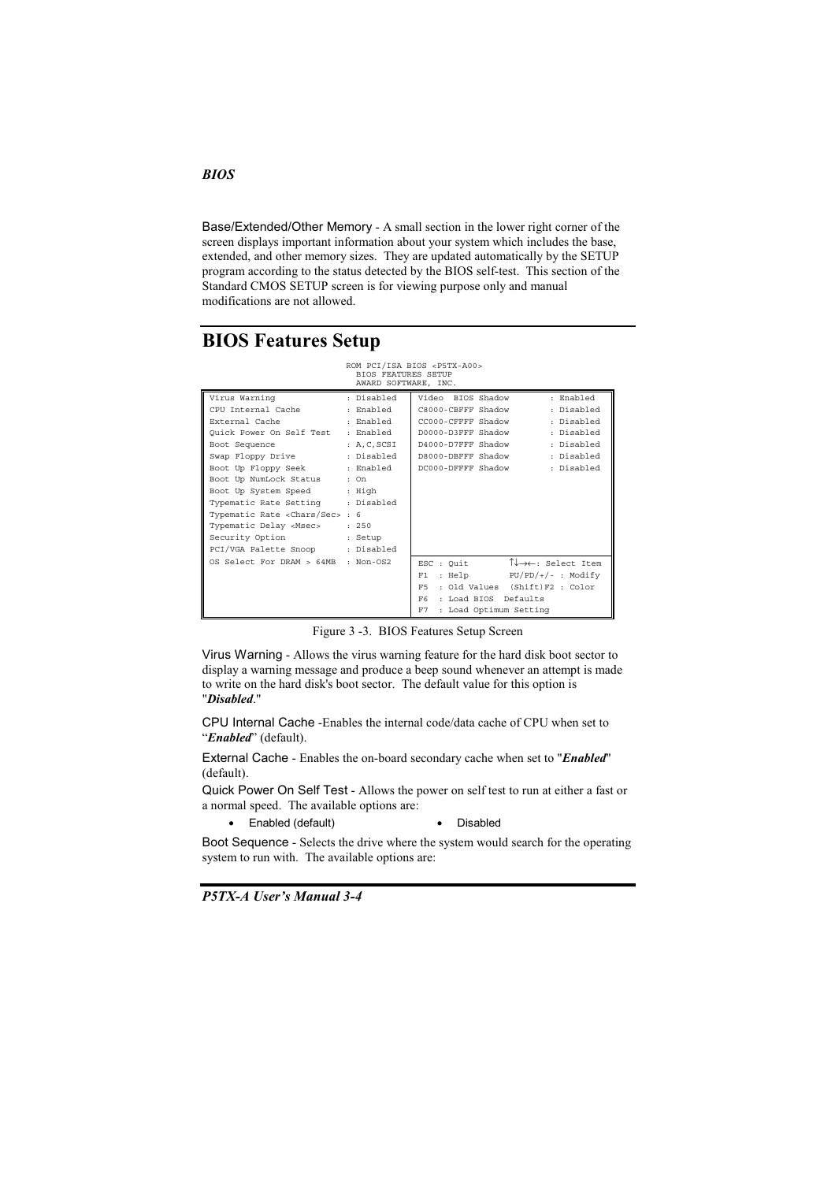Base/Extended/Other Memory - A small section in the lower right corner of the screen displays important information about your system which includes the base, extended, and other memory sizes. They are updated automatically by the SETUP program according to the status detected by the BIOS self-test. This section of the Standard CMOS SETUP screen is for viewing purpose only and manual modifications are not allowed.

# BIOS Features Setup

```
                    ROM PCI/ISA BIOS <P5TX-A00>
                      BIOS FEATURES SETUP
                      AWARD SOFTWARE, INC.

Virus Warning                : Disabled   Video  BIOS Shadow      : Enabled
CPU Internal Cache           : Enabled    C8000-CBFFF Shadow      : Disabled
External Cache               : Enabled    CC000-CFFFF Shadow      : Disabled
Quick Power On Self Test     : Enabled    D0000-D3FFF Shadow      : Disabled
Boot Sequence                : A,C,SCSI   D4000-D7FFF Shadow      : Disabled
Swap Floppy Drive            : Disabled   D8000-DBFFF Shadow      : Disabled
Boot Up Floppy Seek          : Enabled    DC000-DFFFF Shadow      : Disabled
Boot Up NumLock Status       : On
Boot Up System Speed         : High
Typematic Rate Setting       : Disabled
Typematic Rate <Chars/Sec> : 6
Typematic Delay <Msec>       : 250
Security Option              : Setup
PCI/VGA Palette Snoop        : Disabled
OS Select For DRAM > 64MB    : Non-OS2    ESC : Quit        ↑↓→←: Select Item
                                          F1  : Help        PU/PD/+/- : Modify
                                          F5  : Old Values  (Shift)F2 : Color
                                          F6  : Load BIOS  Defaults
                                          F7  : Load Optimum Setting
```

Figure 3 -3. BIOS Features Setup Screen

Virus Warning - Allows the virus warning feature for the hard disk boot sector to display a warning message and produce a beep sound whenever an attempt is made to write on the hard disk's boot sector. The default value for this option is "***Disabled***."

CPU Internal Cache -Enables the internal code/data cache of CPU when set to "***Enabled***" (default).

External Cache - Enables the on-board secondary cache when set to "***Enabled***" (default).

Quick Power On Self Test - Allows the power on self test to run at either a fast or a normal speed. The available options are:

- Enabled (default)
- Disabled

Boot Sequence - Selects the drive where the system would search for the operating system to run with. The available options are: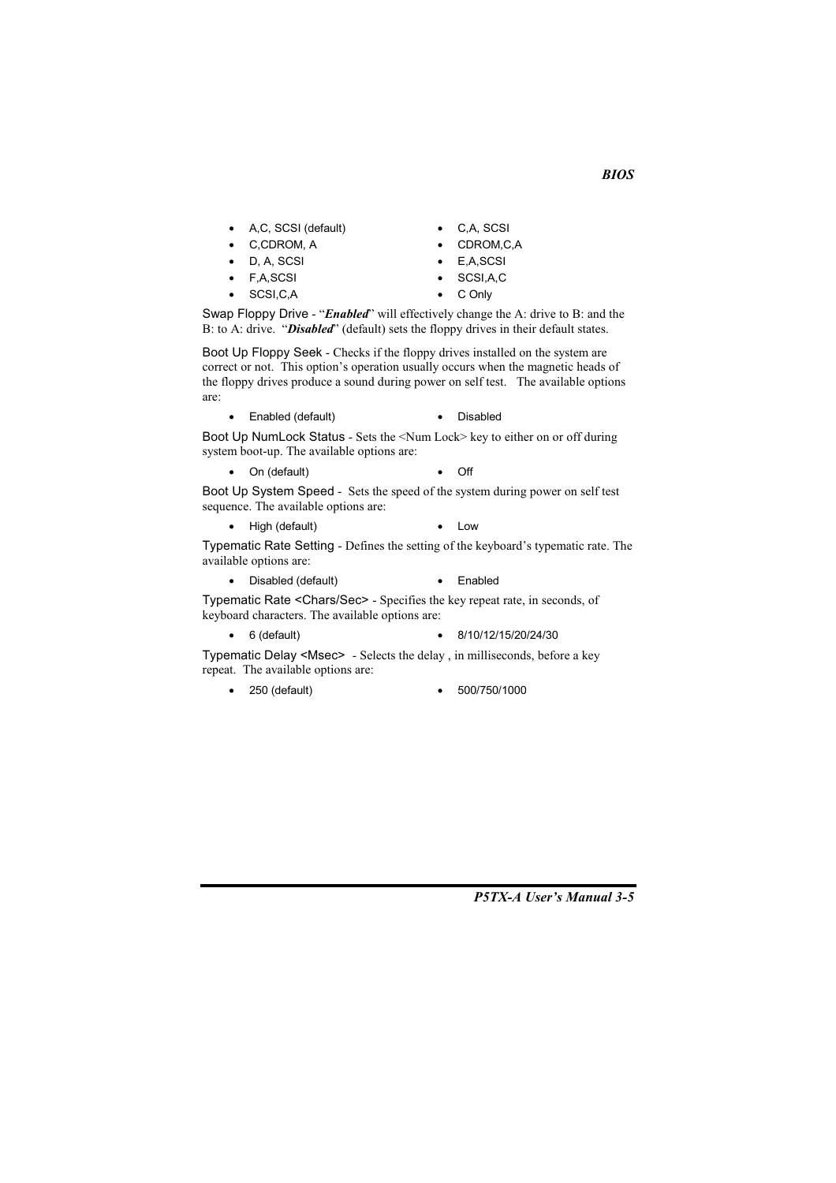- A,C, SCSI (default)
- C,A, SCSI
- C,CDROM, A
- CDROM,C,A
- D, A, SCSI
- E,A,SCSI
- F,A,SCSI
- SCSI,A,C
- SCSI,C,A
- C Only

Swap Floppy Drive - "***Enabled***" will effectively change the A: drive to B: and the B: to A: drive. "***Disabled***" (default) sets the floppy drives in their default states.

Boot Up Floppy Seek - Checks if the floppy drives installed on the system are correct or not. This option's operation usually occurs when the magnetic heads of the floppy drives produce a sound during power on self test. The available options are:

- Enabled (default)
- Disabled

Boot Up NumLock Status - Sets the <Num Lock> key to either on or off during system boot-up. The available options are:

- On (default)
- Off

Boot Up System Speed - Sets the speed of the system during power on self test sequence. The available options are:

- High (default)
- Low

Typematic Rate Setting - Defines the setting of the keyboard's typematic rate. The available options are:

- Disabled (default)
- Enabled

Typematic Rate <Chars/Sec> - Specifies the key repeat rate, in seconds, of keyboard characters. The available options are:

- 6 (default)
- 8/10/12/15/20/24/30

Typematic Delay <Msec> - Selects the delay , in milliseconds, before a key repeat. The available options are:

- 250 (default)
- 500/750/1000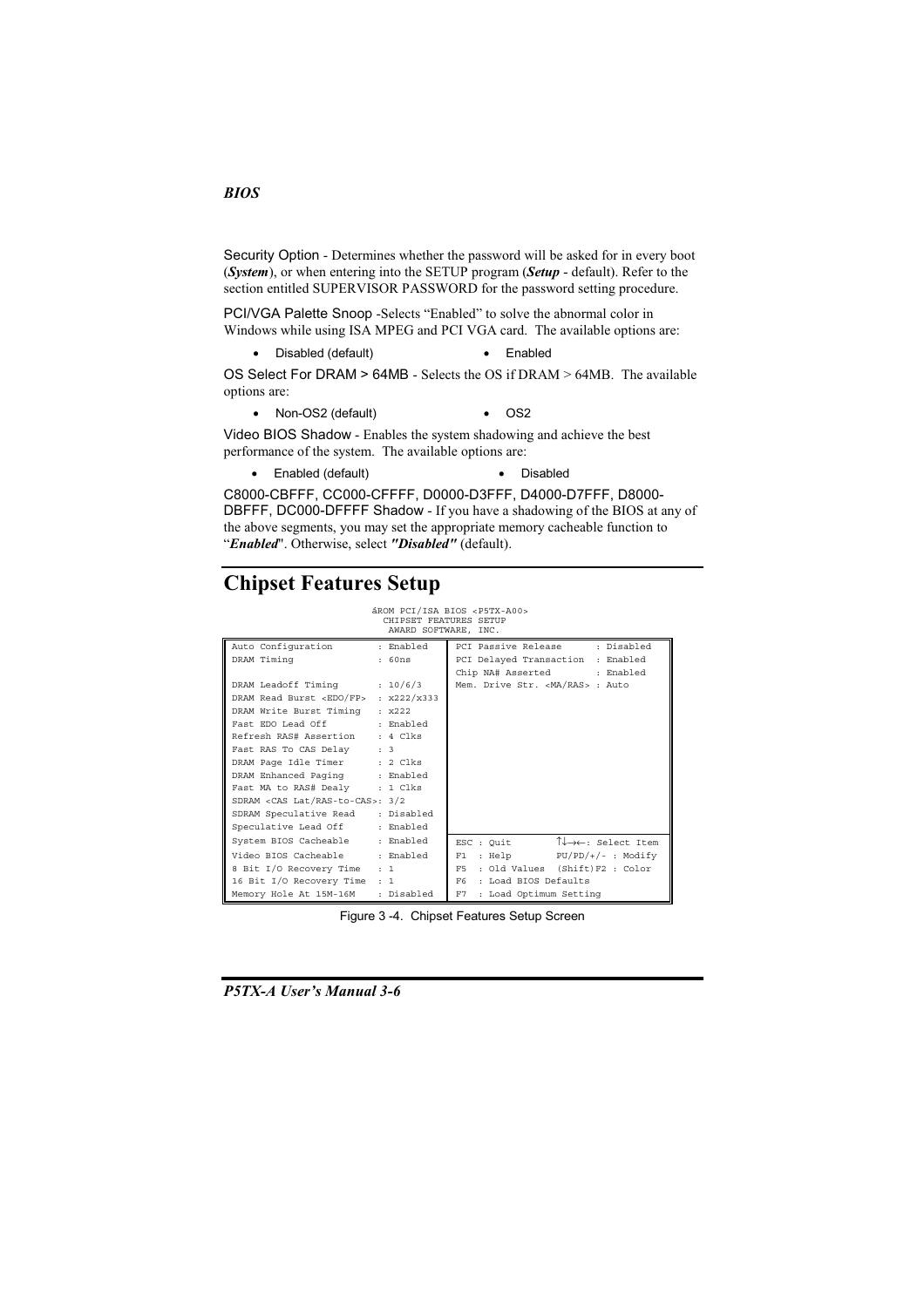Security Option - Determines whether the password will be asked for in every boot (***System***), or when entering into the SETUP program (***Setup*** - default). Refer to the section entitled SUPERVISOR PASSWORD for the password setting procedure.

PCI/VGA Palette Snoop -Selects "Enabled" to solve the abnormal color in Windows while using ISA MPEG and PCI VGA card. The available options are:

- Disabled (default)
- Enabled

OS Select For DRAM > 64MB - Selects the OS if DRAM > 64MB. The available options are:

- Non-OS2 (default)
- OS2

Video BIOS Shadow - Enables the system shadowing and achieve the best performance of the system. The available options are:

- Enabled (default)
- Disabled

C8000-CBFFF, CC000-CFFFF, D0000-D3FFF, D4000-D7FFF, D8000-DBFFF, DC000-DFFFF Shadow - If you have a shadowing of the BIOS at any of the above segments, you may set the appropriate memory cacheable function to "***Enabled***". Otherwise, select ***"Disabled"*** (default).

# Chipset Features Setup

```
ROM PCI/ISA BIOS <P5TX-A00>
CHIPSET FEATURES SETUP
AWARD SOFTWARE, INC.

Auto Configuration           : Enabled     PCI Passive Release       : Disabled
DRAM Timing                  : 60ns        PCI Delayed Transaction   : Enabled
                                           Chip NA# Asserted         : Enabled
DRAM Leadoff Timing          : 10/6/3      Mem. Drive Str. <MA/RAS> : Auto
DRAM Read Burst <EDO/FP>     : x222/x333
DRAM Write Burst Timing      : x222
Fast EDO Lead Off            : Enabled
Refresh RAS# Assertion       : 4 Clks
Fast RAS To CAS Delay        : 3
DRAM Page Idle Timer         : 2 Clks
DRAM Enhanced Paging         : Enabled
Fast MA to RAS# Dealy        : 1 Clks
SDRAM <CAS Lat/RAS-to-CAS>: 3/2
SDRAM Speculative Read       : Disabled
Speculative Lead Off         : Enabled
System BIOS Cacheable        : Enabled     ESC : Quit         ↑↓→←: Select Item
Video BIOS Cacheable         : Enabled     F1  : Help         PU/PD/+/- : Modify
8 Bit I/O Recovery Time      : 1           F5  : Old Values   (Shift)F2 : Color
16 Bit I/O Recovery Time     : 1           F6  : Load BIOS Defaults
Memory Hole At 15M-16M       : Disabled    F7  : Load Optimum Setting
```

Figure 3 -4. Chipset Features Setup Screen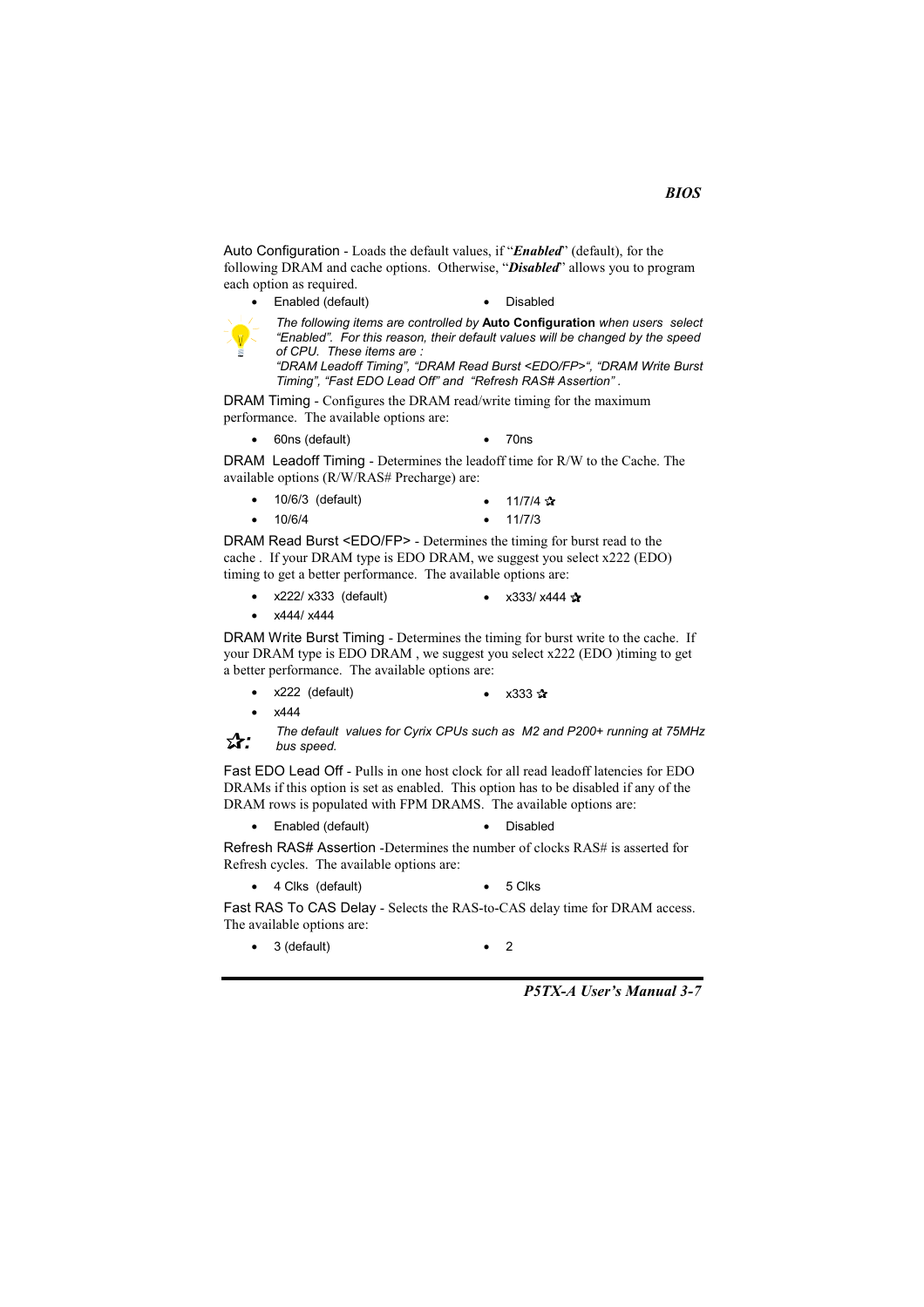Auto Configuration - Loads the default values, if "***Enabled***" (default), for the following DRAM and cache options. Otherwise, "***Disabled***" allows you to program each option as required.

- Enabled (default)
- Disabled

*The following items are controlled by* **Auto Configuration** *when users select "Enabled". For this reason, their default values will be changed by the speed of CPU. These items are :*
*"DRAM Leadoff Timing", "DRAM Read Burst <EDO/FP>", "DRAM Write Burst Timing", "Fast EDO Lead Off" and "Refresh RAS# Assertion" .*

DRAM Timing - Configures the DRAM read/write timing for the maximum performance. The available options are:

- 60ns (default)
- 70ns

DRAM Leadoff Timing - Determines the leadoff time for R/W to the Cache. The available options (R/W/RAS# Precharge) are:

- 10/6/3 (default)
- 11/7/4 ☆
- 10/6/4
- 11/7/3

DRAM Read Burst <EDO/FP> - Determines the timing for burst read to the cache . If your DRAM type is EDO DRAM, we suggest you select x222 (EDO) timing to get a better performance. The available options are:

- x222/ x333 (default)
- x333/ x444 ☆
- x444/ x444

DRAM Write Burst Timing - Determines the timing for burst write to the cache. If your DRAM type is EDO DRAM , we suggest you select x222 (EDO )timing to get a better performance. The available options are:

- x222 (default)
- x333 ☆
- x444

☆: *The default values for Cyrix CPUs such as M2 and P200+ running at 75MHz bus speed.*

Fast EDO Lead Off - Pulls in one host clock for all read leadoff latencies for EDO DRAMs if this option is set as enabled. This option has to be disabled if any of the DRAM rows is populated with FPM DRAMS. The available options are:

- Enabled (default)
- Disabled

Refresh RAS# Assertion -Determines the number of clocks RAS# is asserted for Refresh cycles. The available options are:

- 4 Clks (default)
- 5 Clks

Fast RAS To CAS Delay - Selects the RAS-to-CAS delay time for DRAM access. The available options are:

- 3 (default)
- 2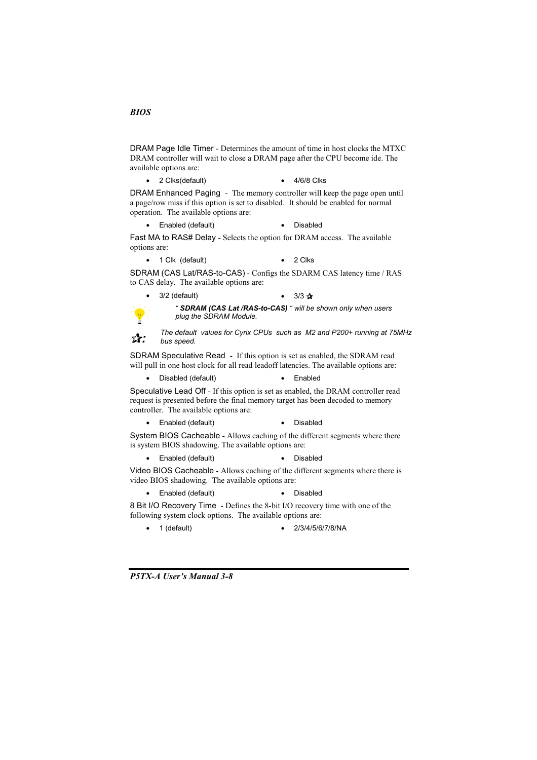DRAM Page Idle Timer - Determines the amount of time in host clocks the MTXC DRAM controller will wait to close a DRAM page after the CPU become ide. The available options are:

- 2 Clks(default)
- 4/6/8 Clks

DRAM Enhanced Paging - The memory controller will keep the page open until a page/row miss if this option is set to disabled. It should be enabled for normal operation. The available options are:

- Enabled (default)
- Disabled

Fast MA to RAS# Delay - Selects the option for DRAM access. The available options are:

- 1 Clk (default)
- 2 Clks

SDRAM (CAS Lat/RAS-to-CAS) - Configs the SDARM CAS latency time / RAS to CAS delay. The available options are:

- 3/2 (default)
- 3/3 ✩

*" **SDRAM (CAS Lat /RAS-to-CAS)** " will be shown only when users plug the SDRAM Module.*

✩: *The default values for Cyrix CPUs such as M2 and P200+ running at 75MHz bus speed.*

SDRAM Speculative Read - If this option is set as enabled, the SDRAM read will pull in one host clock for all read leadoff latencies. The available options are:

- Disabled (default)
- Enabled

Speculative Lead Off - If this option is set as enabled, the DRAM controller read request is presented before the final memory target has been decoded to memory controller. The available options are:

- Enabled (default)
- Disabled

System BIOS Cacheable - Allows caching of the different segments where there is system BIOS shadowing. The available options are:

- Enabled (default)
- Disabled

Video BIOS Cacheable - Allows caching of the different segments where there is video BIOS shadowing. The available options are:

- Enabled (default)
- Disabled

8 Bit I/O Recovery Time - Defines the 8-bit I/O recovery time with one of the following system clock options. The available options are:

- 1 (default)
- 2/3/4/5/6/7/8/NA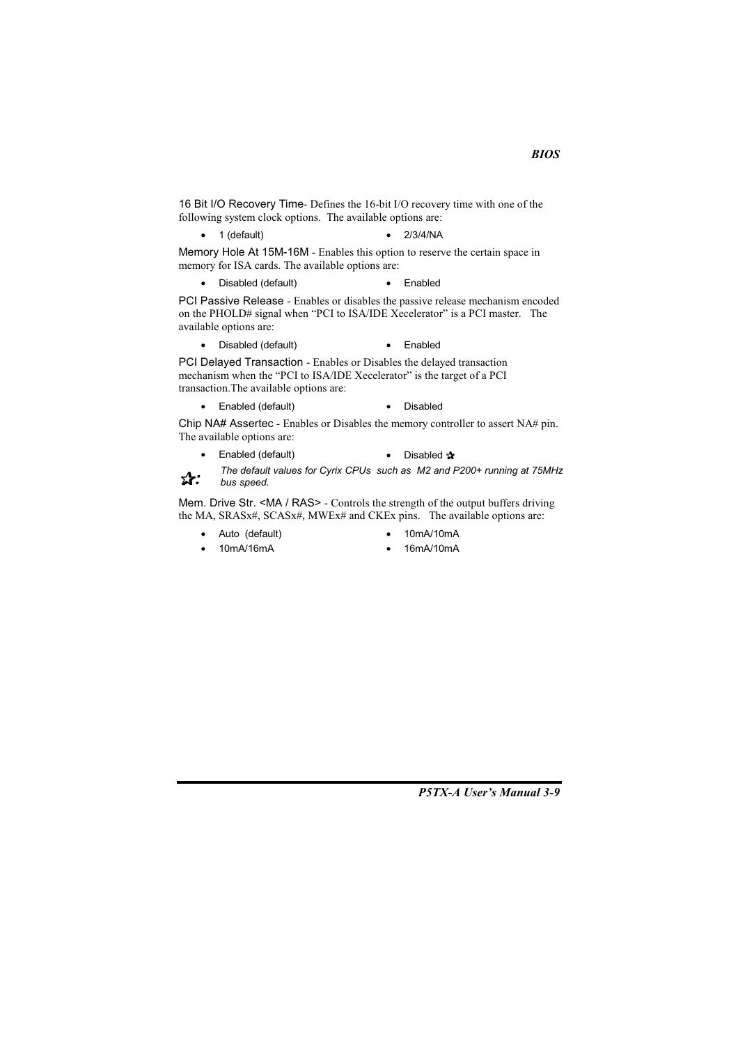16 Bit I/O Recovery Time- Defines the 16-bit I/O recovery time with one of the following system clock options. The available options are:

- 1 (default)
- 2/3/4/NA

Memory Hole At 15M-16M - Enables this option to reserve the certain space in memory for ISA cards. The available options are:

- Disabled (default)
- Enabled

PCI Passive Release - Enables or disables the passive release mechanism encoded on the PHOLD# signal when "PCI to ISA/IDE Xecelerator" is a PCI master. The available options are:

- Disabled (default)
- Enabled

PCI Delayed Transaction - Enables or Disables the delayed transaction mechanism when the "PCI to ISA/IDE Xecelerator" is the target of a PCI transaction.The available options are:

- Enabled (default)
- Disabled

Chip NA# Assertec - Enables or Disables the memory controller to assert NA# pin. The available options are:

- Enabled (default)
- Disabled ✰

✰: *The default values for Cyrix CPUs such as M2 and P200+ running at 75MHz bus speed.*

Mem. Drive Str. <MA / RAS> - Controls the strength of the output buffers driving the MA, SRASx#, SCASx#, MWEx# and CKEx pins. The available options are:

- Auto (default)
- 10mA/10mA
- 10mA/16mA
- 16mA/10mA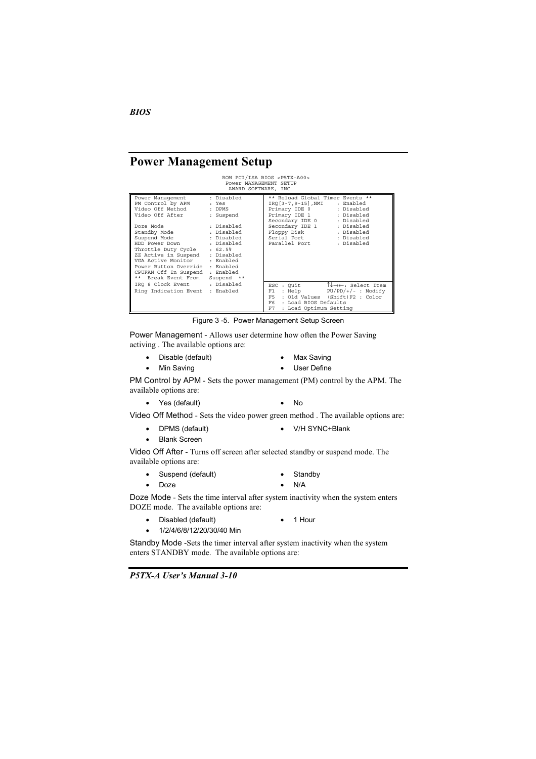## Power Management Setup

```
                    ROM PCI/ISA BIOS <P5TX-A00>
                     Power MANAGEMENT SETUP
                      AWARD SOFTWARE, INC.

Power Management       : Disabled      ** Reload Global Timer Events **
PM Control by APM      : Yes           IRQ[3-7,9-15],NMI    : Enabled
Video Off Method       : DPMS          Primary IDE 0        : Disabled
Video Off After        : Suspend       Primary IDE 1        : Disabled
                                       Secondary IDE 0      : Disabled
Doze Mode              : Disabled      Secondary IDE 1      : Disabled
Standby Mode           : Disabled      Floppy Disk          : Disabled
Suspend Mode           : Disabled      Serial Port          : Disabled
HDD Power Down         : Disabled      Parallel Port        : Disabled
Throttle Duty Cycle    : 62.5%
ZZ Active in Suspend   : Disabled
VGA Active Monitor     : Enabled
Power Button Override  : Enabled
CPUFAN Off In Suspend  : Enabled
**  Break Event From   Suspend  **
IRQ 8 Clock Event      : Disabled      ESC : Quit        ↑↓→←: Select Item
Ring Indication Event  : Enabled       F1  : Help        PU/PD/+/- : Modify
                                       F5  : Old Values  (Shift)F2 : Color
                                       F6  : Load BIOS Defaults
                                       F7  : Load Optimum Setting
```

Figure 3 -5. Power Management Setup Screen

Power Management - Allows user determine how often the Power Saving activing . The available options are:

- Disable (default)
- Max Saving
- Min Saving
- User Define

PM Control by APM - Sets the power management (PM) control by the APM. The available options are:

- Yes (default)
- No

Video Off Method - Sets the video power green method . The available options are:

- DPMS (default)
- V/H SYNC+Blank
- Blank Screen

Video Off After - Turns off screen after selected standby or suspend mode. The available options are:

- Suspend (default)
- Standby
- Doze
- N/A

Doze Mode - Sets the time interval after system inactivity when the system enters DOZE mode. The available options are:

- Disabled (default)
- 1 Hour
- 1/2/4/6/8/12/20/30/40 Min

Standby Mode -Sets the timer interval after system inactivity when the system enters STANDBY mode. The available options are: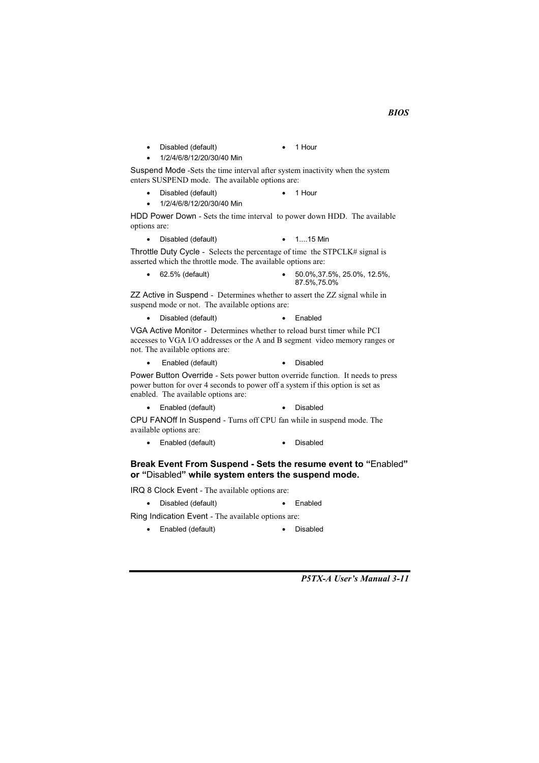- Disabled (default)
- 1 Hour
- 1/2/4/6/8/12/20/30/40 Min

Suspend Mode -Sets the time interval after system inactivity when the system enters SUSPEND mode. The available options are:

- Disabled (default)
- 1 Hour
- 1/2/4/6/8/12/20/30/40 Min

HDD Power Down - Sets the time interval to power down HDD. The available options are:

- Disabled (default)
- 1....15 Min

Throttle Duty Cycle - Selects the percentage of time the STPCLK# signal is asserted which the throttle mode. The available options are:

- 62.5% (default)
- 50.0%,37.5%, 25.0%, 12.5%, 87.5%,75.0%

ZZ Active in Suspend - Determines whether to assert the ZZ signal while in suspend mode or not. The available options are:

- Disabled (default)
- Enabled

VGA Active Monitor - Determines whether to reload burst timer while PCI accesses to VGA I/O addresses or the A and B segment video memory ranges or not. The available options are:

- Enabled (default)
- Disabled

Power Button Override - Sets power button override function. It needs to press power button for over 4 seconds to power off a system if this option is set as enabled. The available options are:

- Enabled (default)
- Disabled

CPU FANOff In Suspend - Turns off CPU fan while in suspend mode. The available options are:

- Enabled (default)
- Disabled

### Break Event From Suspend - Sets the resume event to "Enabled" or "Disabled" while system enters the suspend mode.

IRQ 8 Clock Event - The available options are:

- Disabled (default)
- Enabled

Ring Indication Event - The available options are:

- Enabled (default)
- Disabled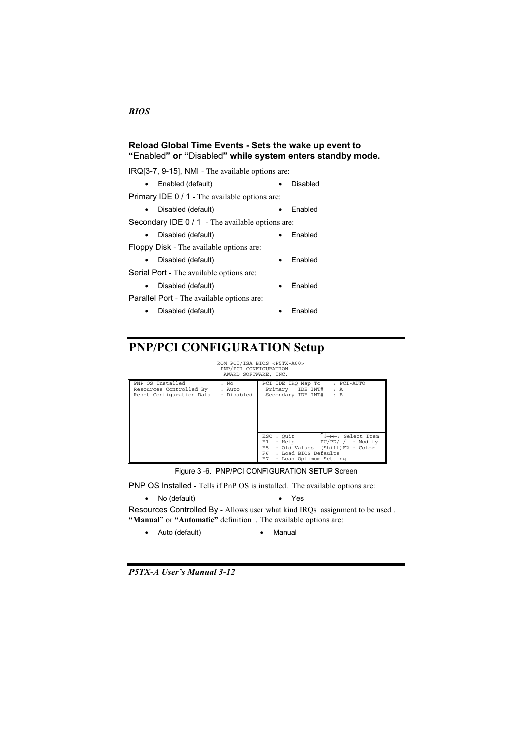**Reload Global Time Events - Sets the wake up event to "**Enabled**" or "**Disabled**" while system enters standby mode.**

IRQ[3-7, 9-15], NMI - The available options are:

- Enabled (default)
- Disabled

Primary IDE 0 / 1 - The available options are:

- Disabled (default)
- Enabled

Secondary IDE 0 / 1 - The available options are:

- Disabled (default)
- Enabled

Floppy Disk - The available options are:

- Disabled (default)
- Enabled

Serial Port - The available options are:

- Disabled (default)
- Enabled

Parallel Port - The available options are:

- Disabled (default)
- Enabled

# PNP/PCI CONFIGURATION Setup

```
                     ROM PCI/ISA BIOS <P5TX-A00>
                       PNP/PCI CONFIGURATION
                       AWARD SOFTWARE, INC.

PNP OS Installed           : No         PCI IDE IRQ Map To     : PCI-AUTO
Resources Controlled By    : Auto        Primary   IDE INT#    : A
Reset Configuration Data   : Disabled    Secondary IDE INT#    : B

                                        ESC : Quit          ↑↓→←: Select Item
                                        F1  : Help          PU/PD/+/- : Modify
                                        F5  : Old Values  (Shift)F2 : Color
                                        F6  : Load BIOS Defaults
                                        F7  : Load Optimum Setting
```

Figure 3 -6. PNP/PCI CONFIGURATION SETUP Screen

PNP OS Installed - Tells if PnP OS is installed. The available options are:

- No (default)
- Yes

Resources Controlled By - Allows user what kind IRQs assignment to be used . **"Manual"** or **"Automatic"** definition . The available options are:

- Auto (default)
- Manual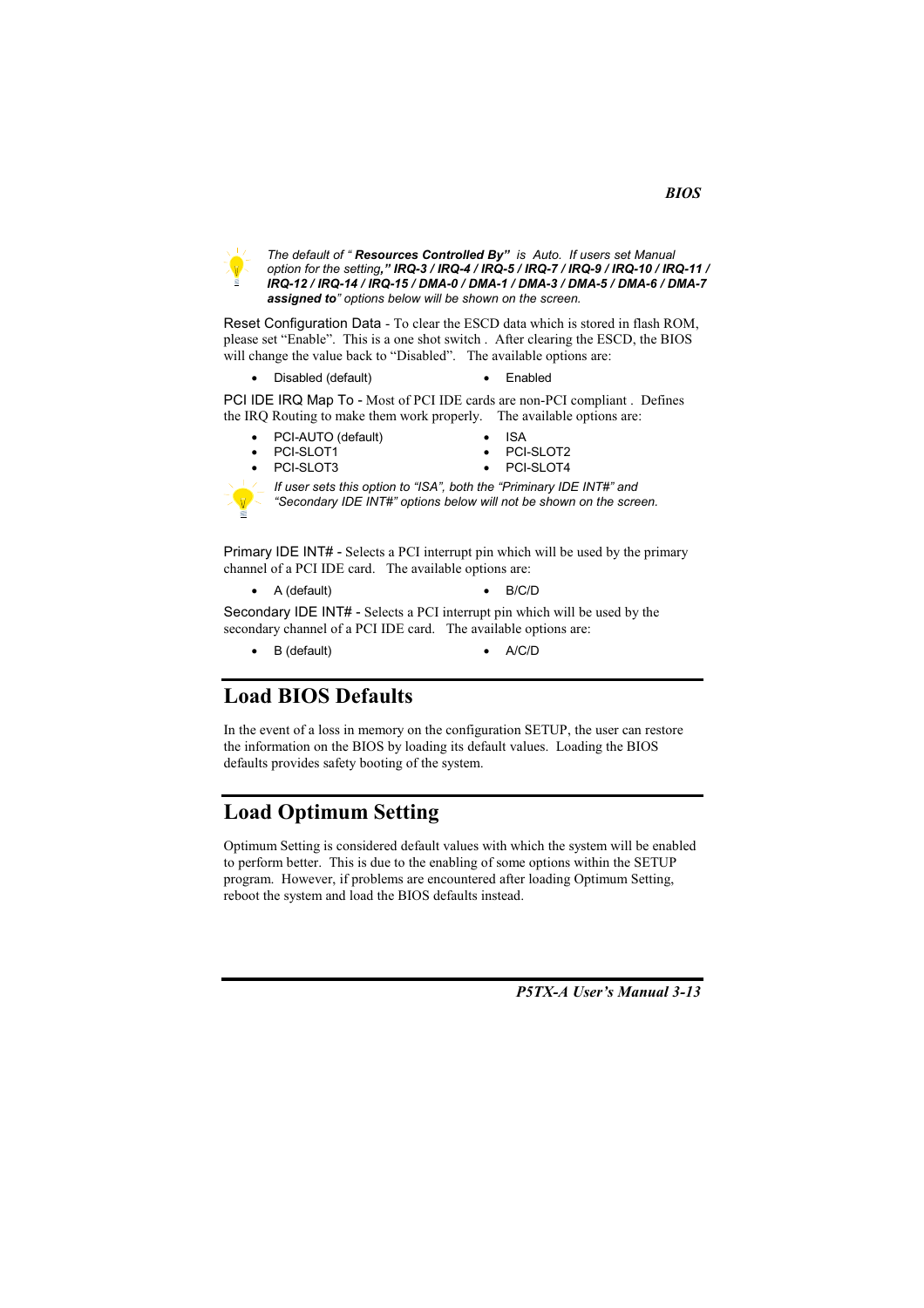*The default of "* ***Resources Controlled By"*** *is Auto. If users set Manual option for the setting,"* ***IRQ-3 / IRQ-4 / IRQ-5 / IRQ-7 / IRQ-9 / IRQ-10 / IRQ-11 / IRQ-12 / IRQ-14 / IRQ-15 / DMA-0 / DMA-1 / DMA-3 / DMA-5 / DMA-6 / DMA-7 assigned to****" options below will be shown on the screen.*

Reset Configuration Data - To clear the ESCD data which is stored in flash ROM, please set "Enable". This is a one shot switch . After clearing the ESCD, the BIOS will change the value back to "Disabled". The available options are:

- Disabled (default)
- Enabled

PCI IDE IRQ Map To - Most of PCI IDE cards are non-PCI compliant . Defines the IRQ Routing to make them work properly. The available options are:

- PCI-AUTO (default)
- ISA
- PCI-SLOT1
- PCI-SLOT2
- PCI-SLOT3
- PCI-SLOT4

*If user sets this option to "ISA", both the "Priminary IDE INT#" and "Secondary IDE INT#" options below will not be shown on the screen.*

Primary IDE INT# - Selects a PCI interrupt pin which will be used by the primary channel of a PCI IDE card. The available options are:

- A (default)
- B/C/D

Secondary IDE INT# - Selects a PCI interrupt pin which will be used by the secondary channel of a PCI IDE card. The available options are:

- B (default)
- A/C/D

## Load BIOS Defaults

In the event of a loss in memory on the configuration SETUP, the user can restore the information on the BIOS by loading its default values. Loading the BIOS defaults provides safety booting of the system.

## Load Optimum Setting

Optimum Setting is considered default values with which the system will be enabled to perform better. This is due to the enabling of some options within the SETUP program. However, if problems are encountered after loading Optimum Setting, reboot the system and load the BIOS defaults instead.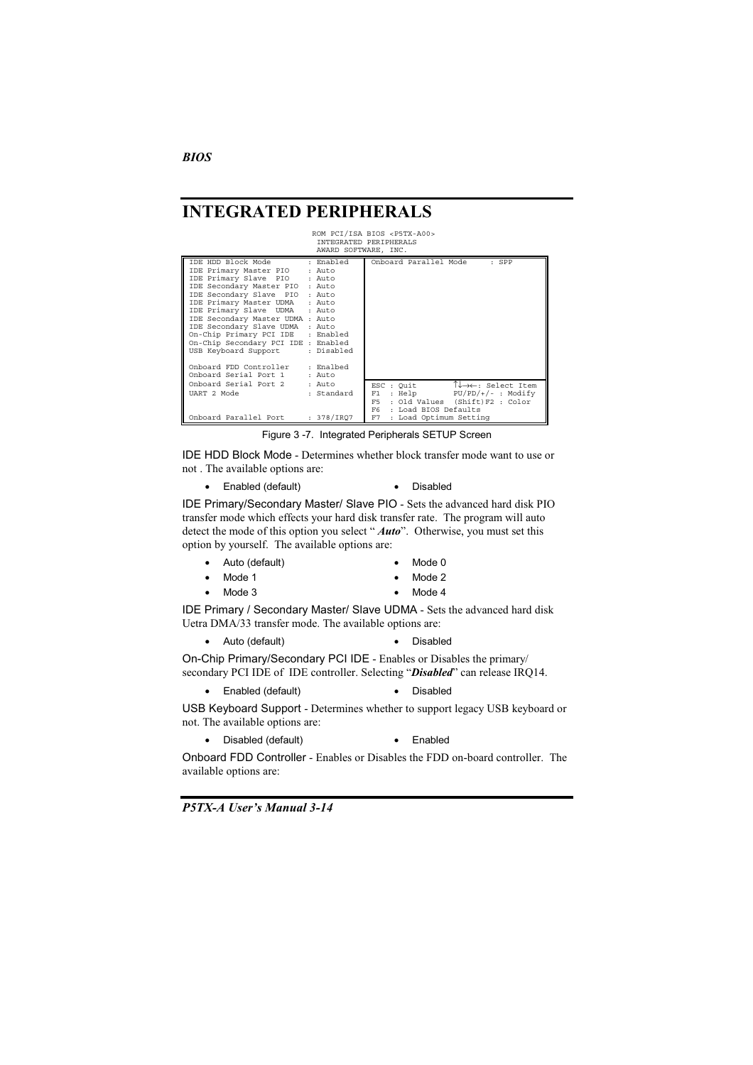# INTEGRATED PERIPHERALS

```
                         ROM PCI/ISA BIOS <P5TX-A00>
                          INTEGRATED PERIPHERALS
                          AWARD SOFTWARE, INC.

IDE HDD Block Mode         : Enabled    | Onboard Parallel Mode     : SPP
IDE Primary Master PIO     : Auto       |
IDE Primary Slave  PIO     : Auto       |
IDE Secondary Master PIO   : Auto       |
IDE Secondary Slave  PIO   : Auto       |
IDE Primary Master UDMA    : Auto       |
IDE Primary Slave  UDMA    : Auto       |
IDE Secondary Master UDMA  : Auto       |
IDE Secondary Slave UDMA   : Auto       |
On-Chip Primary PCI IDE    : Enabled    |
On-Chip Secondary PCI IDE  : Enabled    |
USB Keyboard Support       : Disabled   |
                                        |
Onboard FDD Controller     : Enalbed    |
Onboard Serial Port 1      : Auto       |
Onboard Serial Port 2      : Auto       | ESC : Quit          ↑↓→←: Select Item
UART 2 Mode                : Standard   | F1  : Help          PU/PD/+/- : Modify
                                        | F5  : Old Values  (Shift)F2 : Color
                                        | F6  : Load BIOS Defaults
Onboard Parallel Port      : 378/IRQ7   | F7  : Load Optimum Setting
```

Figure 3 -7. Integrated Peripherals SETUP Screen

IDE HDD Block Mode - Determines whether block transfer mode want to use or not . The available options are:

- Enabled (default)
- Disabled

IDE Primary/Secondary Master/ Slave PIO - Sets the advanced hard disk PIO transfer mode which effects your hard disk transfer rate. The program will auto detect the mode of this option you select " ***Auto***". Otherwise, you must set this option by yourself. The available options are:

- Auto (default)
- Mode 0
- Mode 1
- Mode 2
- Mode 3
- Mode 4

IDE Primary / Secondary Master/ Slave UDMA - Sets the advanced hard disk Uetra DMA/33 transfer mode. The available options are:

- Auto (default)
- Disabled

On-Chip Primary/Secondary PCI IDE - Enables or Disables the primary/ secondary PCI IDE of IDE controller. Selecting "***Disabled***" can release IRQ14.

- Enabled (default)
- Disabled

USB Keyboard Support - Determines whether to support legacy USB keyboard or not. The available options are:

- Disabled (default)
- Enabled

Onboard FDD Controller - Enables or Disables the FDD on-board controller. The available options are: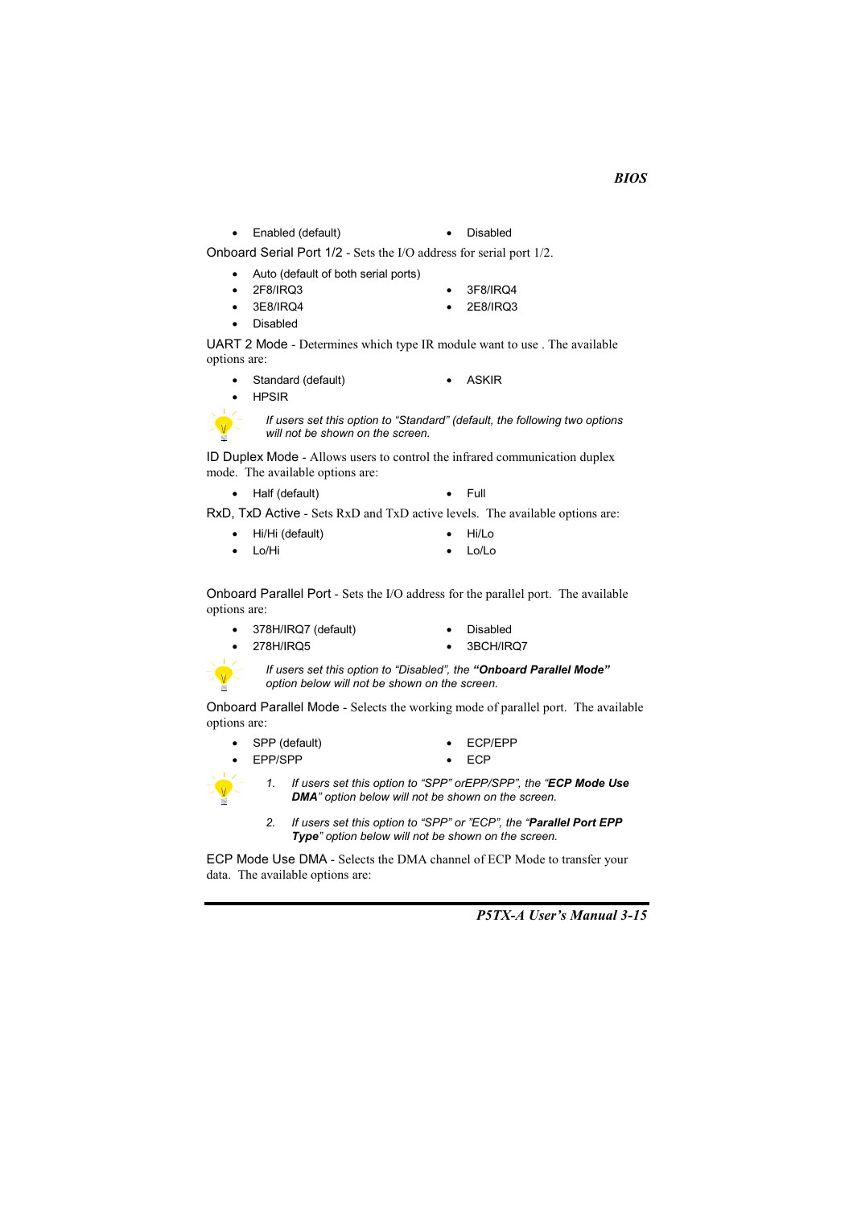- Enabled (default)
- Disabled

Onboard Serial Port 1/2 - Sets the I/O address for serial port 1/2.

- Auto (default of both serial ports)
- 2F8/IRQ3
- 3F8/IRQ4
- 3E8/IRQ4
- 2E8/IRQ3
- Disabled

UART 2 Mode - Determines which type IR module want to use . The available options are:

- Standard (default)
- ASKIR
- HPSIR

*If users set this option to "Standard" (default, the following two options will not be shown on the screen.*

ID Duplex Mode - Allows users to control the infrared communication duplex mode. The available options are:

- Half (default)
- Full

RxD, TxD Active - Sets RxD and TxD active levels. The available options are:

- Hi/Hi (default)
- Hi/Lo
- Lo/Hi
- Lo/Lo

Onboard Parallel Port - Sets the I/O address for the parallel port. The available options are:

- 378H/IRQ7 (default)
- Disabled
- 278H/IRQ5
- 3BCH/IRQ7

*If users set this option to "Disabled", the **"Onboard Parallel Mode"** option below will not be shown on the screen.*

Onboard Parallel Mode - Selects the working mode of parallel port. The available options are:

- SPP (default)
- ECP/EPP
- EPP/SPP
- ECP

1. *If users set this option to "SPP" orEPP/SPP", the "**ECP Mode Use DMA**" option below will not be shown on the screen.*
2. *If users set this option to "SPP" or "ECP", the "**Parallel Port EPP Type**" option below will not be shown on the screen.*

ECP Mode Use DMA - Selects the DMA channel of ECP Mode to transfer your data. The available options are: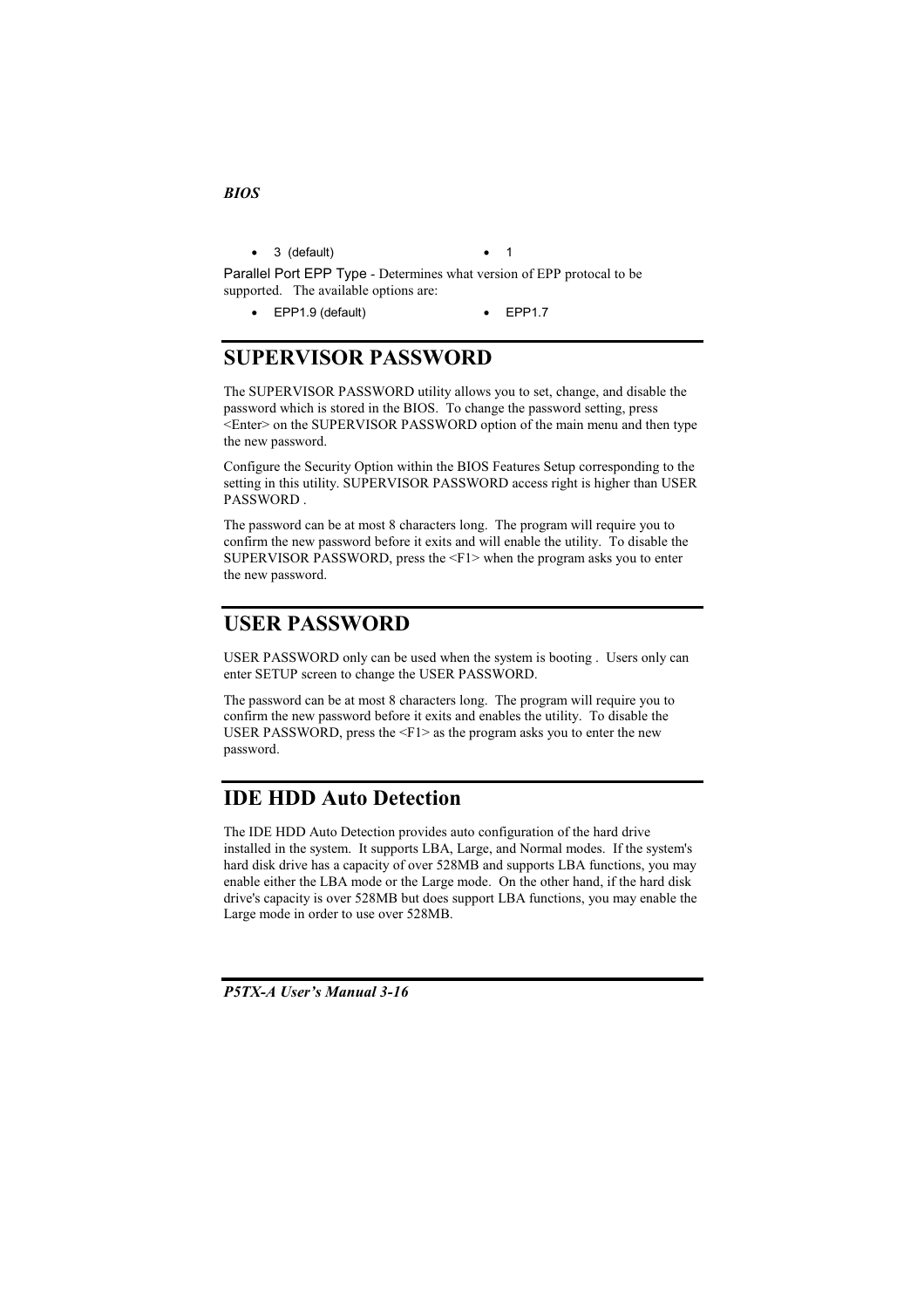- 3 (default)
- 1

Parallel Port EPP Type - Determines what version of EPP protocal to be supported. The available options are:

- EPP1.9 (default)
- EPP1.7

## SUPERVISOR PASSWORD

The SUPERVISOR PASSWORD utility allows you to set, change, and disable the password which is stored in the BIOS. To change the password setting, press <Enter> on the SUPERVISOR PASSWORD option of the main menu and then type the new password.

Configure the Security Option within the BIOS Features Setup corresponding to the setting in this utility. SUPERVISOR PASSWORD access right is higher than USER PASSWORD .

The password can be at most 8 characters long. The program will require you to confirm the new password before it exits and will enable the utility. To disable the SUPERVISOR PASSWORD, press the <F1> when the program asks you to enter the new password.

## USER PASSWORD

USER PASSWORD only can be used when the system is booting . Users only can enter SETUP screen to change the USER PASSWORD.

The password can be at most 8 characters long. The program will require you to confirm the new password before it exits and enables the utility. To disable the USER PASSWORD, press the <F1> as the program asks you to enter the new password.

## IDE HDD Auto Detection

The IDE HDD Auto Detection provides auto configuration of the hard drive installed in the system. It supports LBA, Large, and Normal modes. If the system's hard disk drive has a capacity of over 528MB and supports LBA functions, you may enable either the LBA mode or the Large mode. On the other hand, if the hard disk drive's capacity is over 528MB but does support LBA functions, you may enable the Large mode in order to use over 528MB.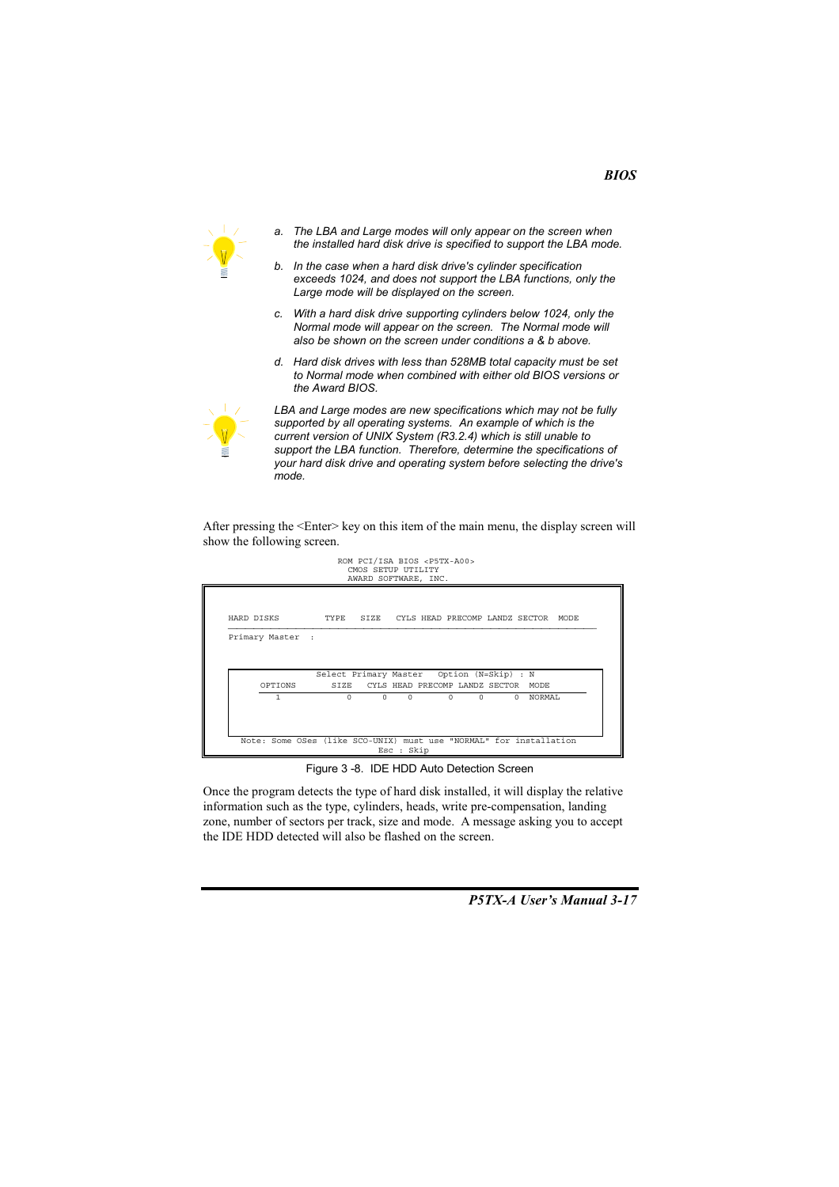- a. *The LBA and Large modes will only appear on the screen when the installed hard disk drive is specified to support the LBA mode.*
- b. *In the case when a hard disk drive's cylinder specification exceeds 1024, and does not support the LBA functions, only the Large mode will be displayed on the screen.*
- c. *With a hard disk drive supporting cylinders below 1024, only the Normal mode will appear on the screen. The Normal mode will also be shown on the screen under conditions a & b above.*
- d. *Hard disk drives with less than 528MB total capacity must be set to Normal mode when combined with either old BIOS versions or the Award BIOS.*

*LBA and Large modes are new specifications which may not be fully supported by all operating systems. An example of which is the current version of UNIX System (R3.2.4) which is still unable to support the LBA function. Therefore, determine the specifications of your hard disk drive and operating system before selecting the drive's mode.*

After pressing the <Enter> key on this item of the main menu, the display screen will show the following screen.

```
                    ROM PCI/ISA BIOS <P5TX-A00>
                      CMOS SETUP UTILITY
                      AWARD SOFTWARE, INC.

HARD DISKS         TYPE    SIZE   CYLS HEAD PRECOMP LANDZ SECTOR  MODE
------------------------------------------------------------------------
Primary Master  :


                 Select Primary Master   Option (N=Skip) : N
      OPTIONS         SIZE   CYLS HEAD PRECOMP LANDZ SECTOR  MODE
      -------------------------------------------------------------
         1               0      0    0       0     0      0  NORMAL



   Note: Some OSes (like SCO-UNIX) must use "NORMAL" for installation
                             Esc : Skip
```

Figure 3 -8. IDE HDD Auto Detection Screen

Once the program detects the type of hard disk installed, it will display the relative information such as the type, cylinders, heads, write pre-compensation, landing zone, number of sectors per track, size and mode. A message asking you to accept the IDE HDD detected will also be flashed on the screen.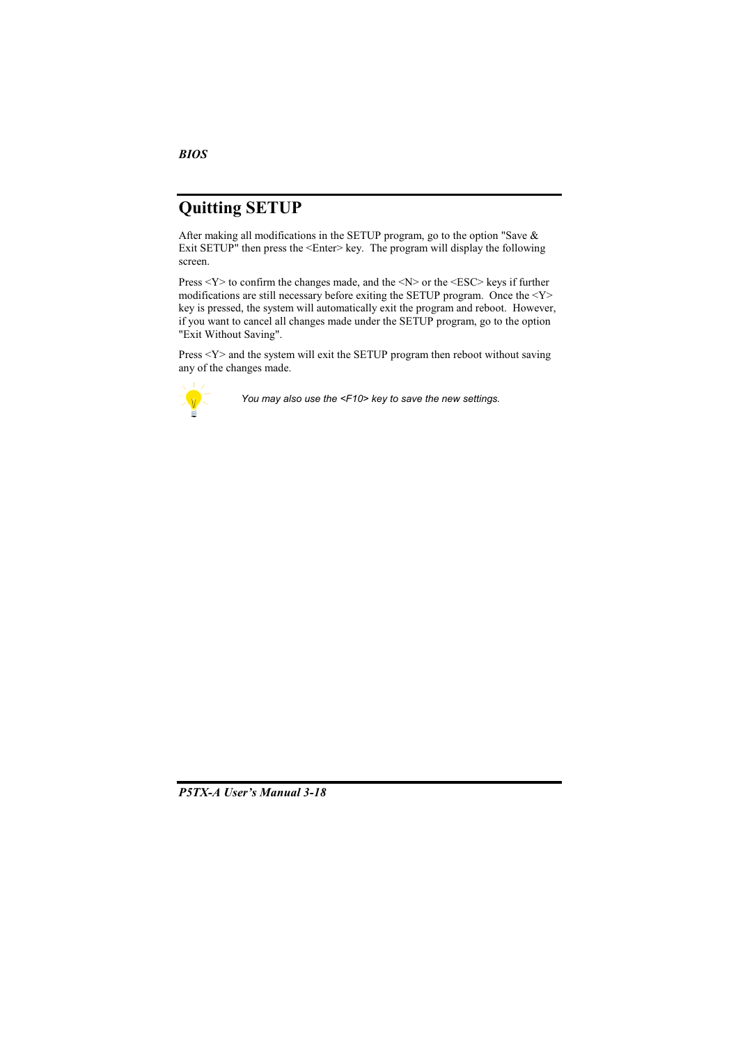# Quitting SETUP

After making all modifications in the SETUP program, go to the option "Save & Exit SETUP" then press the <Enter> key. The program will display the following screen.

Press <Y> to confirm the changes made, and the <N> or the <ESC> keys if further modifications are still necessary before exiting the SETUP program. Once the <Y> key is pressed, the system will automatically exit the program and reboot. However, if you want to cancel all changes made under the SETUP program, go to the option "Exit Without Saving".

Press <Y> and the system will exit the SETUP program then reboot without saving any of the changes made.

*You may also use the <F10> key to save the new settings.*